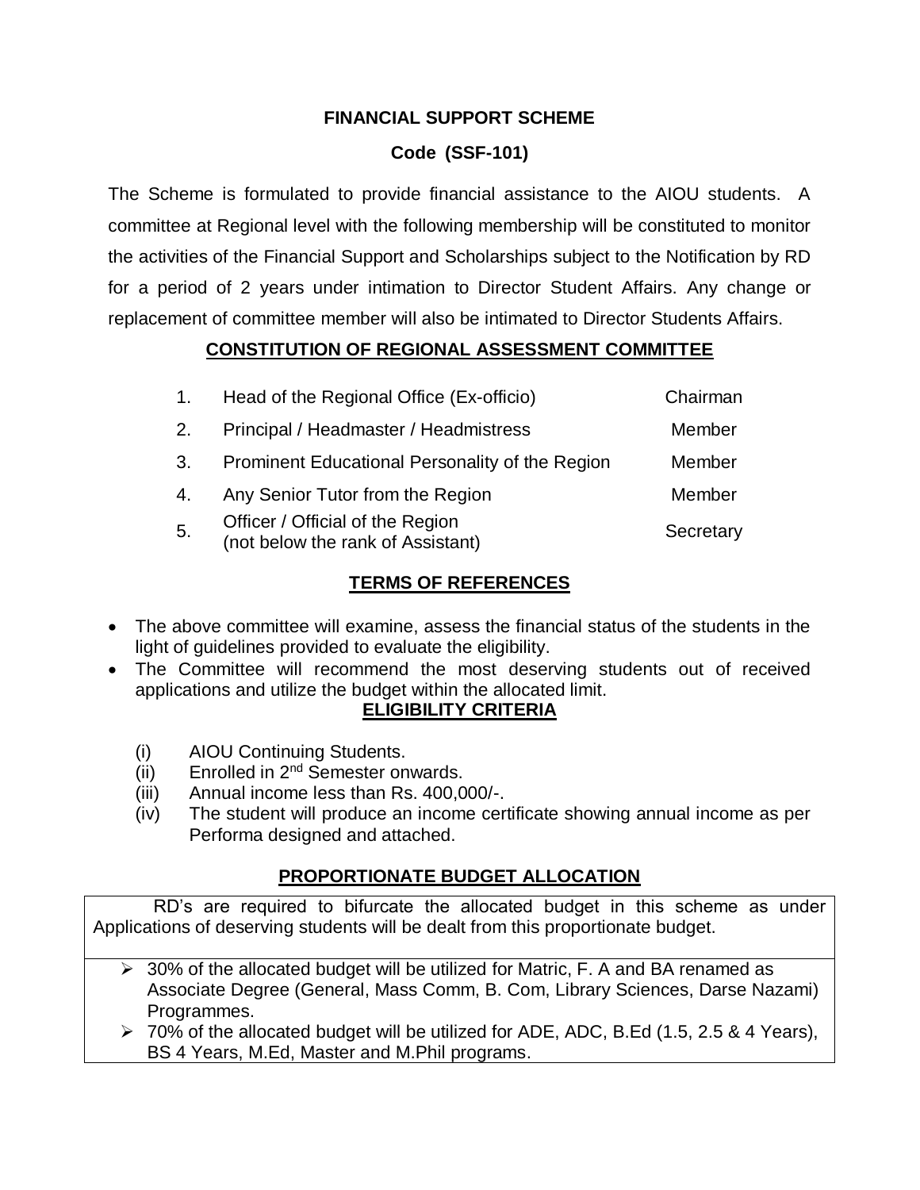# FINANCIAL SUPPORT SCHEME

## Code (SSF-101)

The Scheme is formulated to provide financial assistance to the AIOU students. A committee at Regional level with the following membership will be constituted to monitor the activities of the Financial Support and Scholarships subject to the Notification by RD for a period of 2 years under intimation to Director Student Affairs. Any change or replacement of committee member will also be intimated to Director Students Affairs.

## CONSTITUTION OF REGIONAL ASSESSMENT COMMITTEE

| | | |
|---|---|---|
| 1. | Head of the Regional Office (Ex-officio) | Chairman |
| 2. | Principal / Headmaster / Headmistress | Member |
| 3. | Prominent Educational Personality of the Region | Member |
| 4. | Any Senior Tutor from the Region | Member |
| 5. | Officer / Official of the Region (not below the rank of Assistant) | Secretary |

## TERMS OF REFERENCES

- The above committee will examine, assess the financial status of the students in the light of guidelines provided to evaluate the eligibility.
- The Committee will recommend the most deserving students out of received applications and utilize the budget within the allocated limit.

## ELIGIBILITY CRITERIA

(i) AIOU Continuing Students.

(ii) Enrolled in 2nd Semester onwards.

(iii) Annual income less than Rs. 400,000/-.

(iv) The student will produce an income certificate showing annual income as per Performa designed and attached.

## PROPORTIONATE BUDGET ALLOCATION

RD's are required to bifurcate the allocated budget in this scheme as under Applications of deserving students will be dealt from this proportionate budget.

- 30% of the allocated budget will be utilized for Matric, F. A and BA renamed as Associate Degree (General, Mass Comm, B. Com, Library Sciences, Darse Nazami) Programmes.
- 70% of the allocated budget will be utilized for ADE, ADC, B.Ed (1.5, 2.5 & 4 Years), BS 4 Years, M.Ed, Master and M.Phil programs.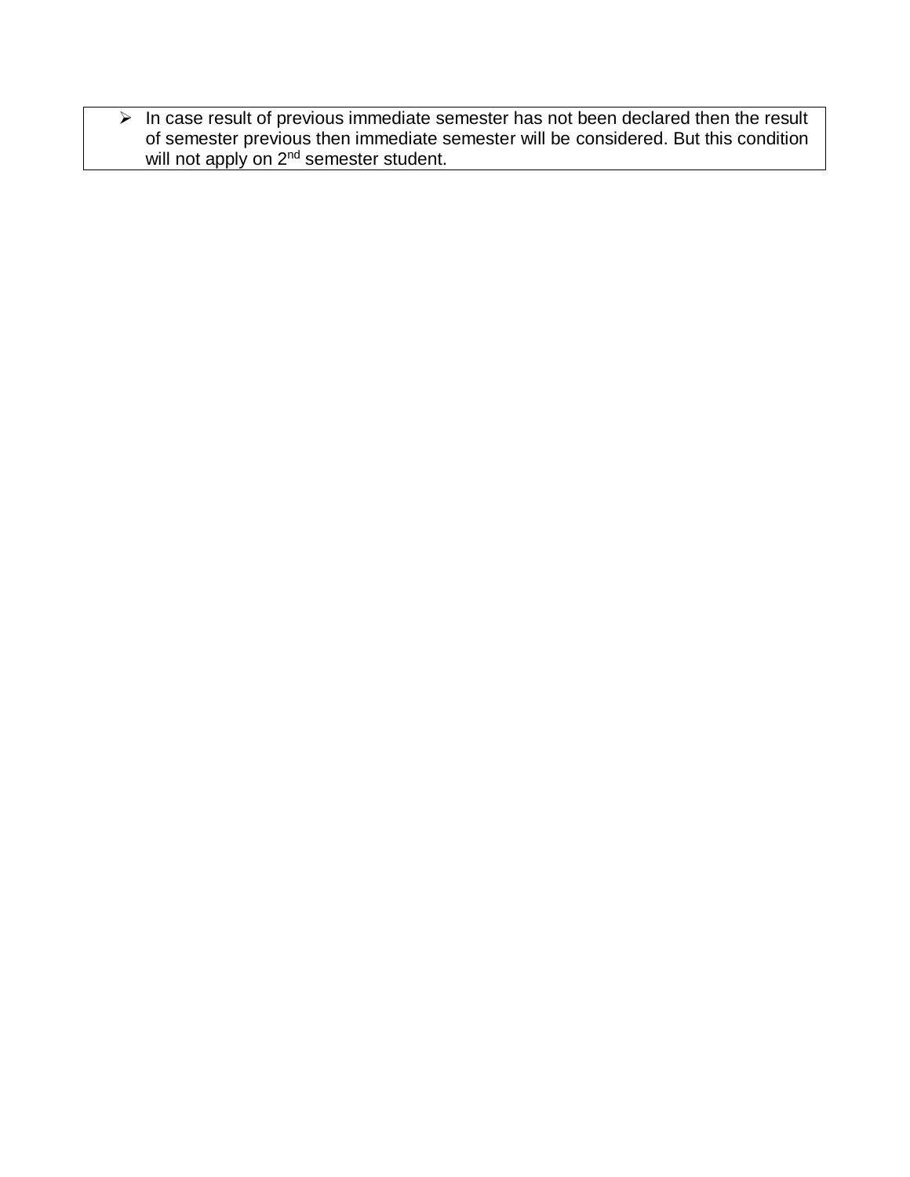- In case result of previous immediate semester has not been declared then the result of semester previous then immediate semester will be considered. But this condition will not apply on 2nd semester student.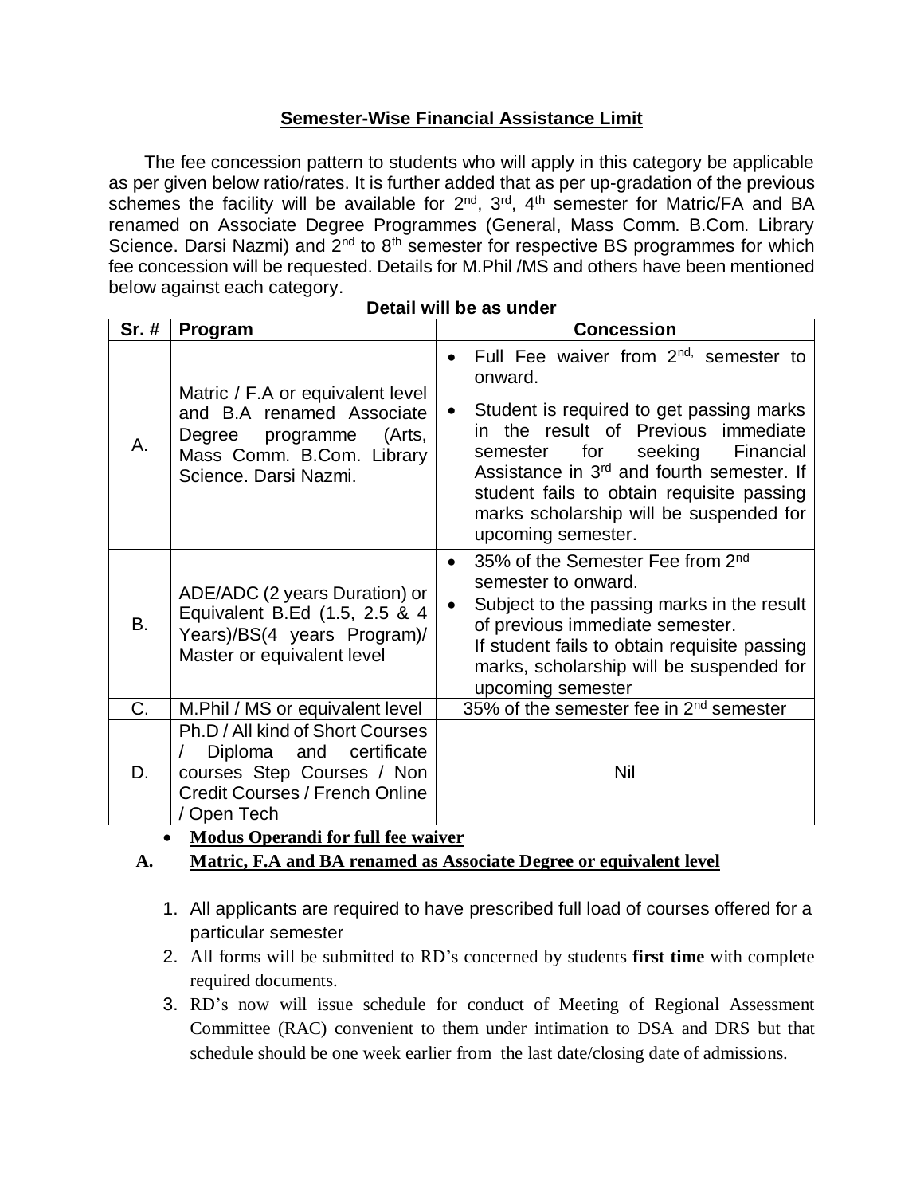## Semester-Wise Financial Assistance Limit

The fee concession pattern to students who will apply in this category be applicable as per given below ratio/rates. It is further added that as per up-gradation of the previous schemes the facility will be available for 2nd, 3rd, 4th semester for Matric/FA and BA renamed on Associate Degree Programmes (General, Mass Comm. B.Com. Library Science. Darsi Nazmi) and 2nd to 8th semester for respective BS programmes for which fee concession will be requested. Details for M.Phil /MS and others have been mentioned below against each category.

**Detail will be as under**

| Sr. # | Program | Concession |
|---|---|---|
| A. | Matric / F.A or equivalent level and B.A renamed Associate Degree programme (Arts, Mass Comm. B.Com. Library Science. Darsi Nazmi. | • Full Fee waiver from 2nd, semester to onward.<br>• Student is required to get passing marks in the result of Previous immediate semester for seeking Financial Assistance in 3rd and fourth semester. If student fails to obtain requisite passing marks scholarship will be suspended for upcoming semester. |
| B. | ADE/ADC (2 years Duration) or Equivalent B.Ed (1.5, 2.5 & 4 Years)/BS(4 years Program)/ Master or equivalent level | • 35% of the Semester Fee from 2nd semester to onward.<br>• Subject to the passing marks in the result of previous immediate semester.<br>If student fails to obtain requisite passing marks, scholarship will be suspended for upcoming semester |
| C. | M.Phil / MS or equivalent level | 35% of the semester fee in 2nd semester |
| D. | Ph.D / All kind of Short Courses / Diploma and certificate courses Step Courses / Non Credit Courses / French Online / Open Tech | Nil |

- **Modus Operandi for full fee waiver**

**A. Matric, F.A and BA renamed as Associate Degree or equivalent level**

1. All applicants are required to have prescribed full load of courses offered for a particular semester
2. All forms will be submitted to RD's concerned by students **first time** with complete required documents.
3. RD's now will issue schedule for conduct of Meeting of Regional Assessment Committee (RAC) convenient to them under intimation to DSA and DRS but that schedule should be one week earlier from the last date/closing date of admissions.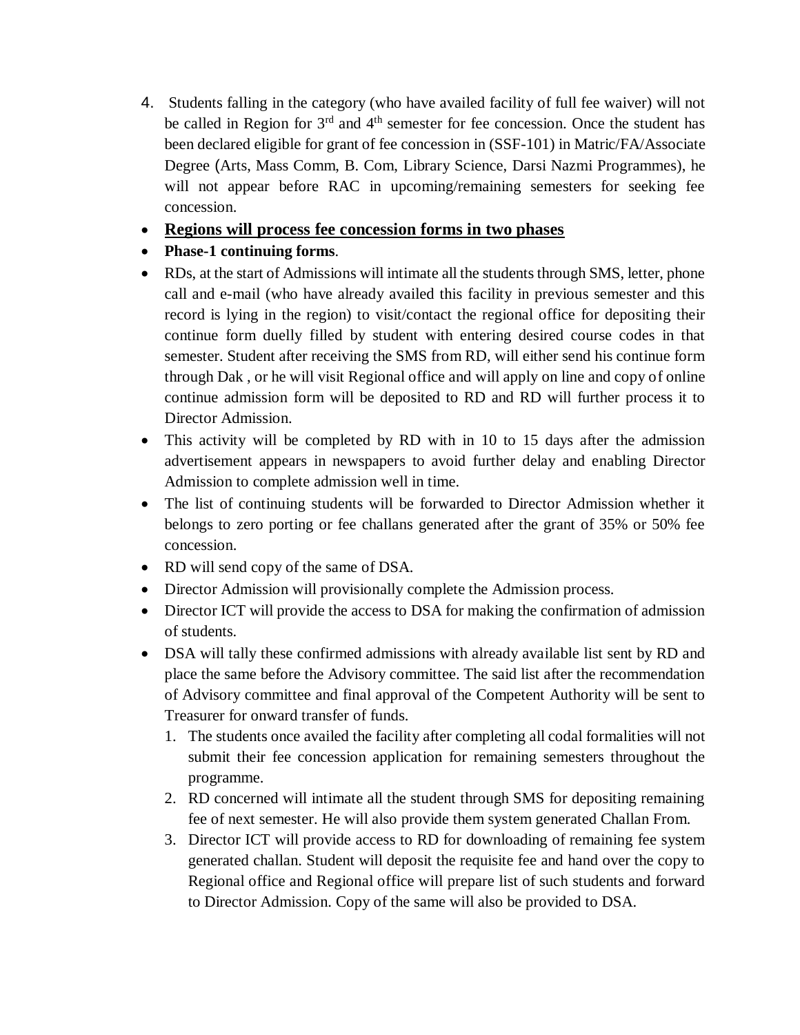4. Students falling in the category (who have availed facility of full fee waiver) will not be called in Region for 3rd and 4th semester for fee concession. Once the student has been declared eligible for grant of fee concession in (SSF-101) in Matric/FA/Associate Degree (Arts, Mass Comm, B. Com, Library Science, Darsi Nazmi Programmes), he will not appear before RAC in upcoming/remaining semesters for seeking fee concession.

- **<u>Regions will process fee concession forms in two phases</u>**
- **Phase-1 continuing forms**.
- RDs, at the start of Admissions will intimate all the students through SMS, letter, phone call and e-mail (who have already availed this facility in previous semester and this record is lying in the region) to visit/contact the regional office for depositing their continue form duelly filled by student with entering desired course codes in that semester. Student after receiving the SMS from RD, will either send his continue form through Dak , or he will visit Regional office and will apply on line and copy of online continue admission form will be deposited to RD and RD will further process it to Director Admission.
- This activity will be completed by RD with in 10 to 15 days after the admission advertisement appears in newspapers to avoid further delay and enabling Director Admission to complete admission well in time.
- The list of continuing students will be forwarded to Director Admission whether it belongs to zero porting or fee challans generated after the grant of 35% or 50% fee concession.
- RD will send copy of the same of DSA.
- Director Admission will provisionally complete the Admission process.
- Director ICT will provide the access to DSA for making the confirmation of admission of students.
- DSA will tally these confirmed admissions with already available list sent by RD and place the same before the Advisory committee. The said list after the recommendation of Advisory committee and final approval of the Competent Authority will be sent to Treasurer for onward transfer of funds.
  1. The students once availed the facility after completing all codal formalities will not submit their fee concession application for remaining semesters throughout the programme.
  2. RD concerned will intimate all the student through SMS for depositing remaining fee of next semester. He will also provide them system generated Challan From.
  3. Director ICT will provide access to RD for downloading of remaining fee system generated challan. Student will deposit the requisite fee and hand over the copy to Regional office and Regional office will prepare list of such students and forward to Director Admission. Copy of the same will also be provided to DSA.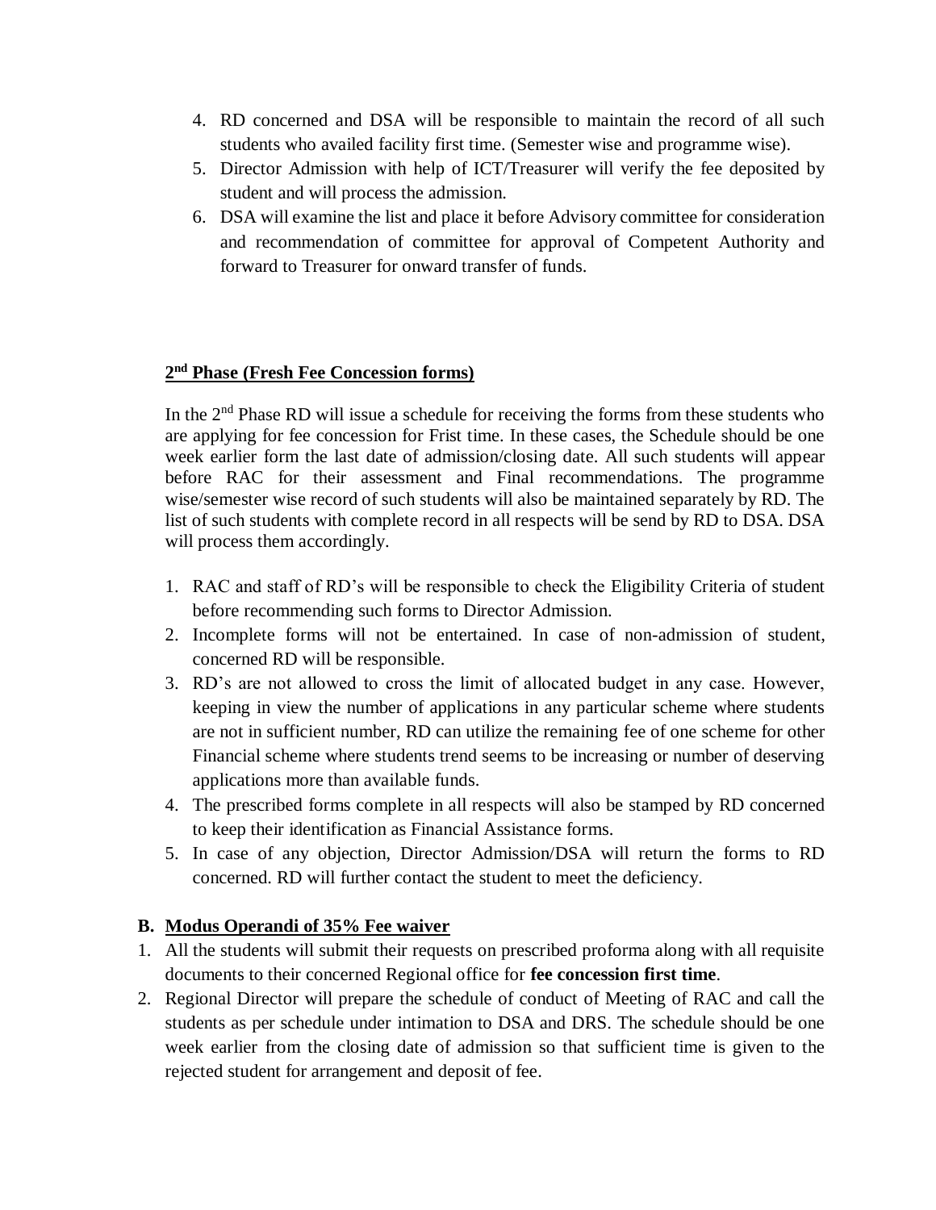4. RD concerned and DSA will be responsible to maintain the record of all such students who availed facility first time. (Semester wise and programme wise).
5. Director Admission with help of ICT/Treasurer will verify the fee deposited by student and will process the admission.
6. DSA will examine the list and place it before Advisory committee for consideration and recommendation of committee for approval of Competent Authority and forward to Treasurer for onward transfer of funds.

**2nd Phase (Fresh Fee Concession forms)**

In the 2nd Phase RD will issue a schedule for receiving the forms from these students who are applying for fee concession for Frist time. In these cases, the Schedule should be one week earlier form the last date of admission/closing date. All such students will appear before RAC for their assessment and Final recommendations. The programme wise/semester wise record of such students will also be maintained separately by RD. The list of such students with complete record in all respects will be send by RD to DSA. DSA will process them accordingly.

1. RAC and staff of RD's will be responsible to check the Eligibility Criteria of student before recommending such forms to Director Admission.
2. Incomplete forms will not be entertained. In case of non-admission of student, concerned RD will be responsible.
3. RD's are not allowed to cross the limit of allocated budget in any case. However, keeping in view the number of applications in any particular scheme where students are not in sufficient number, RD can utilize the remaining fee of one scheme for other Financial scheme where students trend seems to be increasing or number of deserving applications more than available funds.
4. The prescribed forms complete in all respects will also be stamped by RD concerned to keep their identification as Financial Assistance forms.
5. In case of any objection, Director Admission/DSA will return the forms to RD concerned. RD will further contact the student to meet the deficiency.

### B. Modus Operandi of 35% Fee waiver

1. All the students will submit their requests on prescribed proforma along with all requisite documents to their concerned Regional office for **fee concession first time**.
2. Regional Director will prepare the schedule of conduct of Meeting of RAC and call the students as per schedule under intimation to DSA and DRS. The schedule should be one week earlier from the closing date of admission so that sufficient time is given to the rejected student for arrangement and deposit of fee.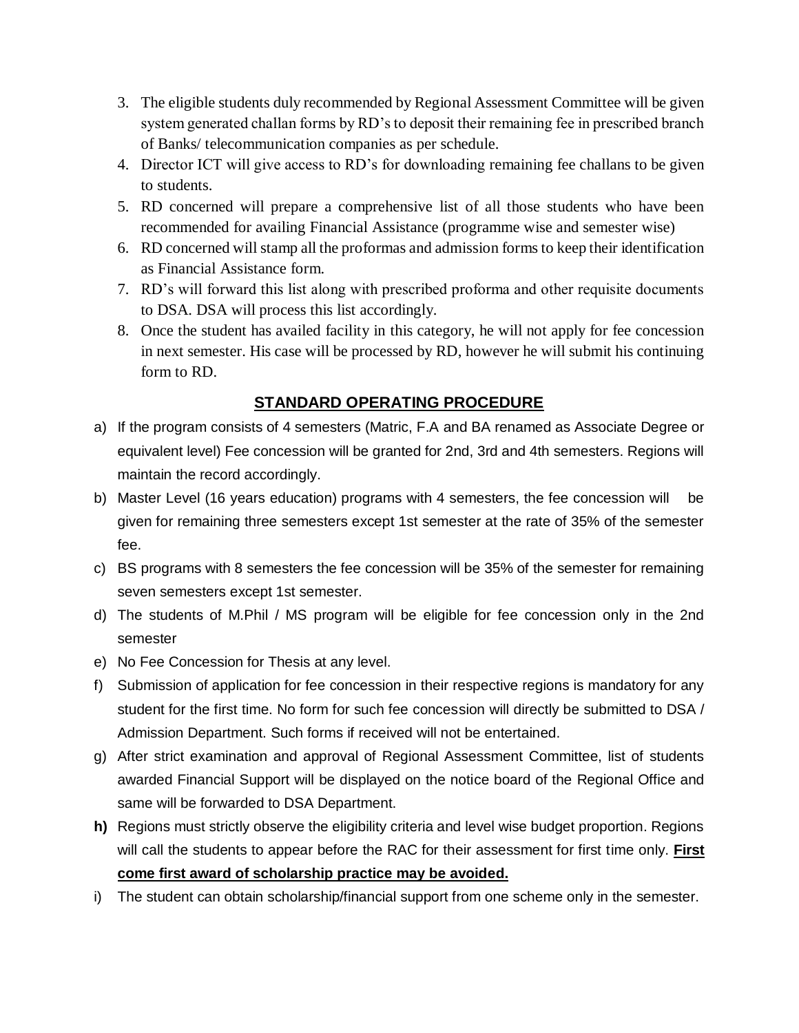3. The eligible students duly recommended by Regional Assessment Committee will be given system generated challan forms by RD's to deposit their remaining fee in prescribed branch of Banks/ telecommunication companies as per schedule.
4. Director ICT will give access to RD's for downloading remaining fee challans to be given to students.
5. RD concerned will prepare a comprehensive list of all those students who have been recommended for availing Financial Assistance (programme wise and semester wise)
6. RD concerned will stamp all the proformas and admission forms to keep their identification as Financial Assistance form.
7. RD's will forward this list along with prescribed proforma and other requisite documents to DSA. DSA will process this list accordingly.
8. Once the student has availed facility in this category, he will not apply for fee concession in next semester. His case will be processed by RD, however he will submit his continuing form to RD.

## STANDARD OPERATING PROCEDURE

a) If the program consists of 4 semesters (Matric, F.A and BA renamed as Associate Degree or equivalent level) Fee concession will be granted for 2nd, 3rd and 4th semesters. Regions will maintain the record accordingly.

b) Master Level (16 years education) programs with 4 semesters, the fee concession will be given for remaining three semesters except 1st semester at the rate of 35% of the semester fee.

c) BS programs with 8 semesters the fee concession will be 35% of the semester for remaining seven semesters except 1st semester.

d) The students of M.Phil / MS program will be eligible for fee concession only in the 2nd semester

e) No Fee Concession for Thesis at any level.

f) Submission of application for fee concession in their respective regions is mandatory for any student for the first time. No form for such fee concession will directly be submitted to DSA / Admission Department. Such forms if received will not be entertained.

g) After strict examination and approval of Regional Assessment Committee, list of students awarded Financial Support will be displayed on the notice board of the Regional Office and same will be forwarded to DSA Department.

**h)** Regions must strictly observe the eligibility criteria and level wise budget proportion. Regions will call the students to appear before the RAC for their assessment for first time only. **First come first award of scholarship practice may be avoided.**

i) The student can obtain scholarship/financial support from one scheme only in the semester.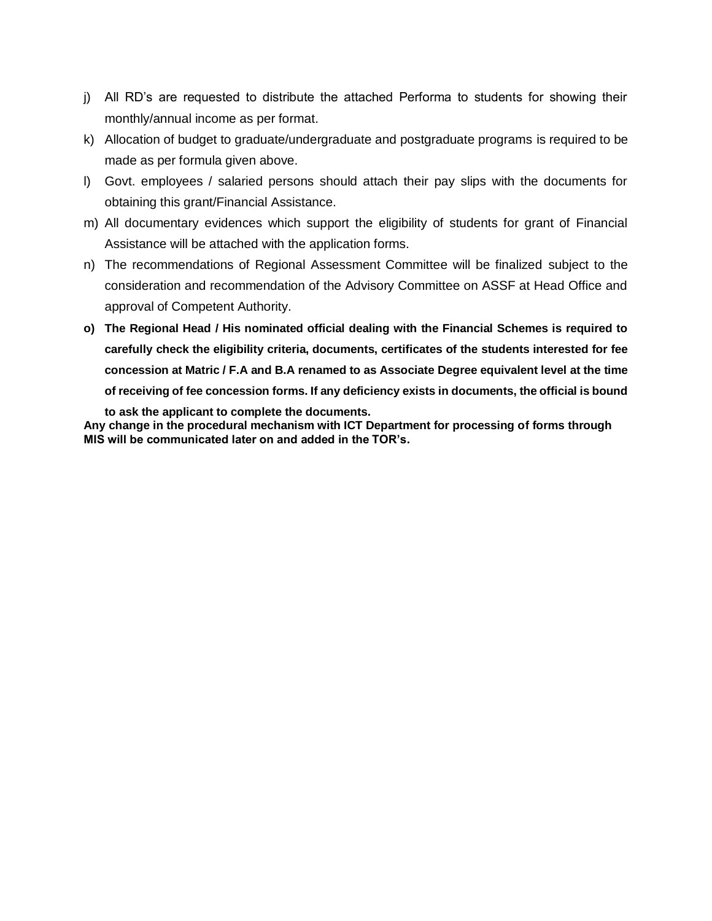j) All RD's are requested to distribute the attached Performa to students for showing their monthly/annual income as per format.

k) Allocation of budget to graduate/undergraduate and postgraduate programs is required to be made as per formula given above.

l) Govt. employees / salaried persons should attach their pay slips with the documents for obtaining this grant/Financial Assistance.

m) All documentary evidences which support the eligibility of students for grant of Financial Assistance will be attached with the application forms.

n) The recommendations of Regional Assessment Committee will be finalized subject to the consideration and recommendation of the Advisory Committee on ASSF at Head Office and approval of Competent Authority.

**o) The Regional Head / His nominated official dealing with the Financial Schemes is required to carefully check the eligibility criteria, documents, certificates of the students interested for fee concession at Matric / F.A and B.A renamed to as Associate Degree equivalent level at the time of receiving of fee concession forms. If any deficiency exists in documents, the official is bound to ask the applicant to complete the documents.**

**Any change in the procedural mechanism with ICT Department for processing of forms through MIS will be communicated later on and added in the TOR's.**